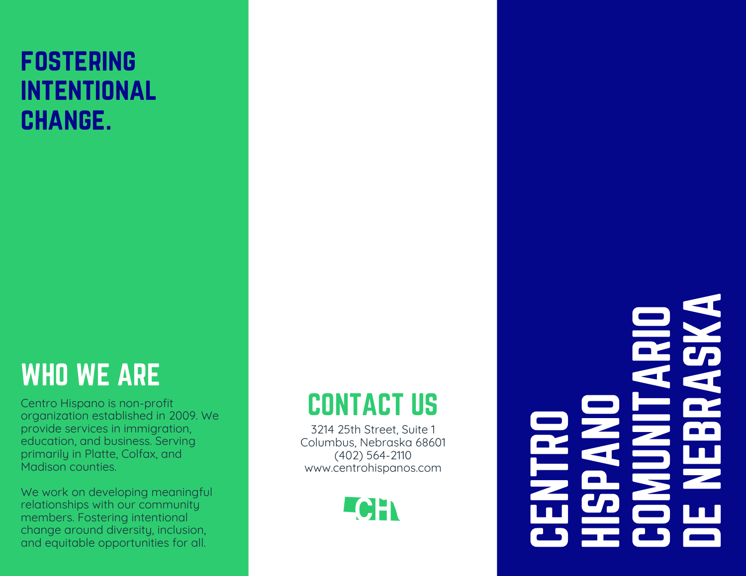# FOSTERING INTENTIONAL CHANGE.

## WHO WE ARE

Centro Hispano is non-profit organization established in 2009. We provide services in immigration, education, and business. Serving primarily in Platte, Colfax, and Madison counties.

We work on developing meaningful relationships with our community members. Fostering intentional change around diversity, inclusion, and equitable opportunities for all.

## CONTACT US

3214 25th Street, Suite 1
Columbus, Nebraska 68601
(402) 564-2110
www.centrohispanos.com

CH

# CENTRO HISPANO COMUNITARIO DE NEBRASKA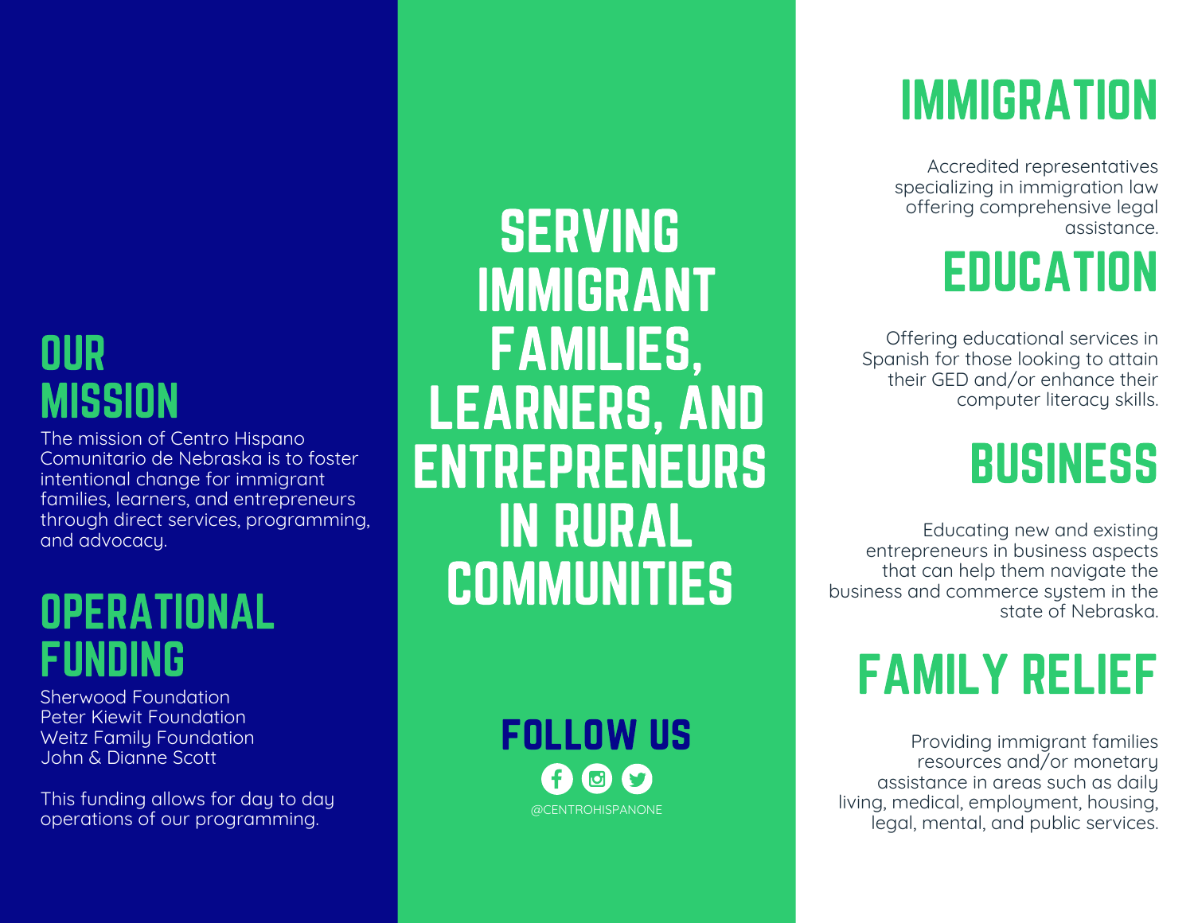## OUR MISSION

The mission of Centro Hispano Comunitario de Nebraska is to foster intentional change for immigrant families, learners, and entrepreneurs through direct services, programming, and advocacy.

## OPERATIONAL FUNDING

Sherwood Foundation
Peter Kiewit Foundation
Weitz Family Foundation
John & Dianne Scott

This funding allows for day to day operations of our programming.

# SERVING IMMIGRANT FAMILIES, LEARNERS, AND ENTREPRENEURS IN RURAL COMMUNITIES

## FOLLOW US

@CENTROHISPANONE

## IMMIGRATION

Accredited representatives specializing in immigration law offering comprehensive legal assistance.

## EDUCATION

Offering educational services in Spanish for those looking to attain their GED and/or enhance their computer literacy skills.

## BUSINESS

Educating new and existing entrepreneurs in business aspects that can help them navigate the business and commerce system in the state of Nebraska.

## FAMILY RELIEF

Providing immigrant families resources and/or monetary assistance in areas such as daily living, medical, employment, housing, legal, mental, and public services.